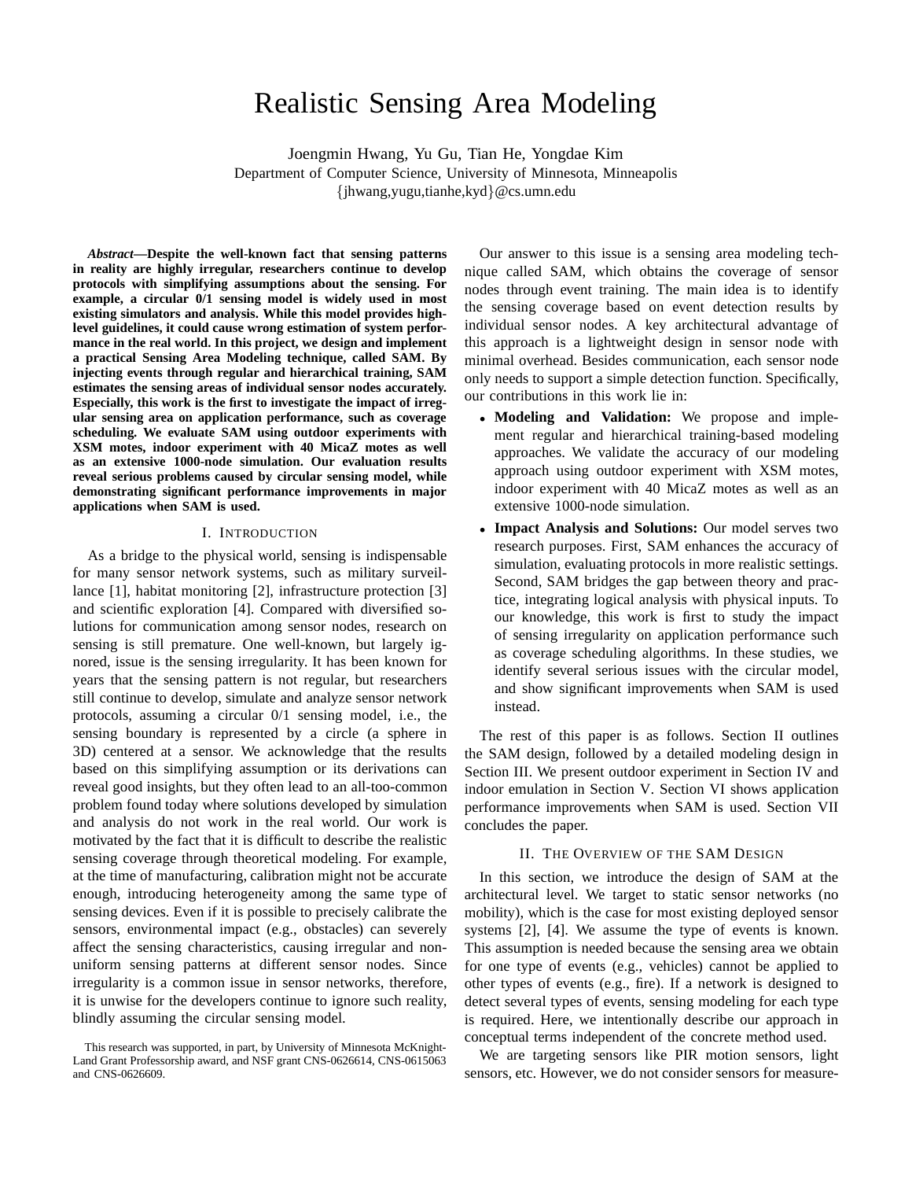# Realistic Sensing Area Modeling

Joengmin Hwang, Yu Gu, Tian He, Yongdae Kim
Department of Computer Science, University of Minnesota, Minneapolis
{jhwang,yugu,tianhe,kyd}@cs.umn.edu

***Abstract*—Despite the well-known fact that sensing patterns in reality are highly irregular, researchers continue to develop protocols with simplifying assumptions about the sensing. For example, a circular 0/1 sensing model is widely used in most existing simulators and analysis. While this model provides high-level guidelines, it could cause wrong estimation of system performance in the real world. In this project, we design and implement a practical Sensing Area Modeling technique, called SAM. By injecting events through regular and hierarchical training, SAM estimates the sensing areas of individual sensor nodes accurately. Especially, this work is the first to investigate the impact of irregular sensing area on application performance, such as coverage scheduling. We evaluate SAM using outdoor experiments with XSM motes, indoor experiment with 40 MicaZ motes as well as an extensive 1000-node simulation. Our evaluation results reveal serious problems caused by circular sensing model, while demonstrating significant performance improvements in major applications when SAM is used.**

## I. Introduction

As a bridge to the physical world, sensing is indispensable for many sensor network systems, such as military surveillance [1], habitat monitoring [2], infrastructure protection [3] and scientific exploration [4]. Compared with diversified solutions for communication among sensor nodes, research on sensing is still premature. One well-known, but largely ignored, issue is the sensing irregularity. It has been known for years that the sensing pattern is not regular, but researchers still continue to develop, simulate and analyze sensor network protocols, assuming a circular 0/1 sensing model, i.e., the sensing boundary is represented by a circle (a sphere in 3D) centered at a sensor. We acknowledge that the results based on this simplifying assumption or its derivations can reveal good insights, but they often lead to an all-too-common problem found today where solutions developed by simulation and analysis do not work in the real world. Our work is motivated by the fact that it is difficult to describe the realistic sensing coverage through theoretical modeling. For example, at the time of manufacturing, calibration might not be accurate enough, introducing heterogeneity among the same type of sensing devices. Even if it is possible to precisely calibrate the sensors, environmental impact (e.g., obstacles) can severely affect the sensing characteristics, causing irregular and non-uniform sensing patterns at different sensor nodes. Since irregularity is a common issue in sensor networks, therefore, it is unwise for the developers continue to ignore such reality, blindly assuming the circular sensing model.

This research was supported, in part, by University of Minnesota McKnight-Land Grant Professorship award, and NSF grant CNS-0626614, CNS-0615063 and CNS-0626609.

Our answer to this issue is a sensing area modeling technique called SAM, which obtains the coverage of sensor nodes through event training. The main idea is to identify the sensing coverage based on event detection results by individual sensor nodes. A key architectural advantage of this approach is a lightweight design in sensor node with minimal overhead. Besides communication, each sensor node only needs to support a simple detection function. Specifically, our contributions in this work lie in:

- **Modeling and Validation:** We propose and implement regular and hierarchical training-based modeling approaches. We validate the accuracy of our modeling approach using outdoor experiment with XSM motes, indoor experiment with 40 MicaZ motes as well as an extensive 1000-node simulation.
- **Impact Analysis and Solutions:** Our model serves two research purposes. First, SAM enhances the accuracy of simulation, evaluating protocols in more realistic settings. Second, SAM bridges the gap between theory and practice, integrating logical analysis with physical inputs. To our knowledge, this work is first to study the impact of sensing irregularity on application performance such as coverage scheduling algorithms. In these studies, we identify several serious issues with the circular model, and show significant improvements when SAM is used instead.

The rest of this paper is as follows. Section II outlines the SAM design, followed by a detailed modeling design in Section III. We present outdoor experiment in Section IV and indoor emulation in Section V. Section VI shows application performance improvements when SAM is used. Section VII concludes the paper.

## II. The Overview of the SAM Design

In this section, we introduce the design of SAM at the architectural level. We target to static sensor networks (no mobility), which is the case for most existing deployed sensor systems [2], [4]. We assume the type of events is known. This assumption is needed because the sensing area we obtain for one type of events (e.g., vehicles) cannot be applied to other types of events (e.g., fire). If a network is designed to detect several types of events, sensing modeling for each type is required. Here, we intentionally describe our approach in conceptual terms independent of the concrete method used.

We are targeting sensors like PIR motion sensors, light sensors, etc. However, we do not consider sensors for measure-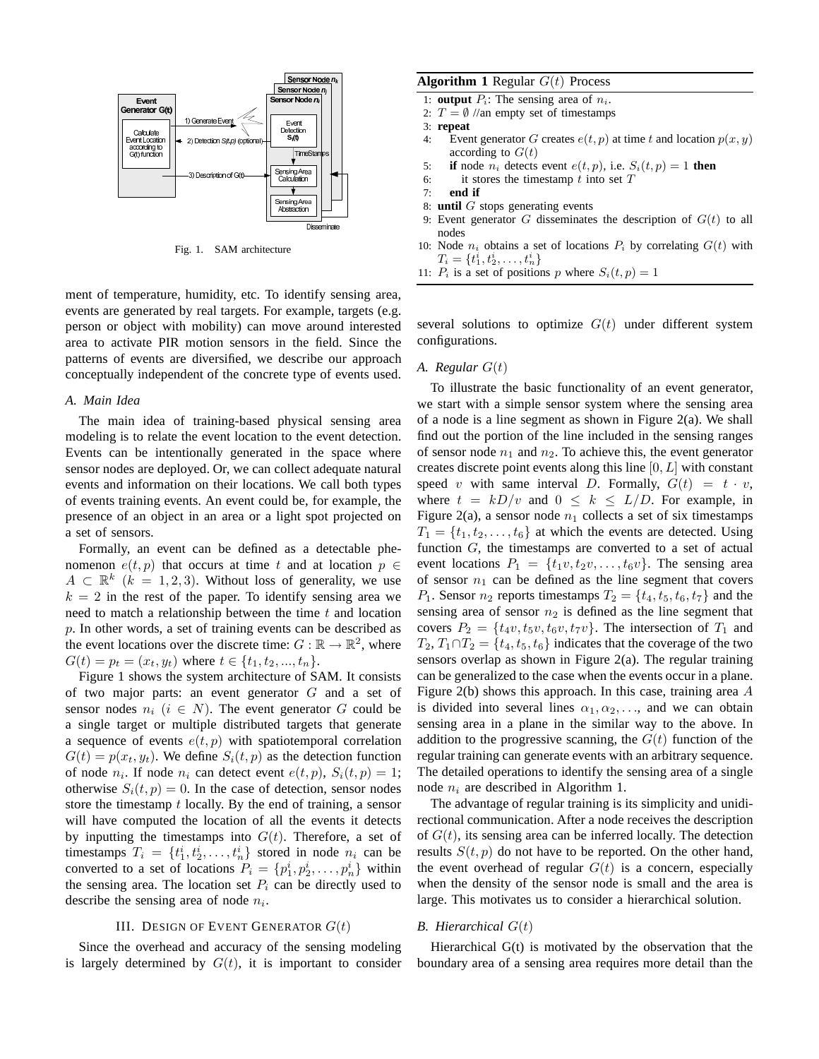Fig. 1. SAM architecture

ment of temperature, humidity, etc. To identify sensing area, events are generated by real targets. For example, targets (e.g. person or object with mobility) can move around interested area to activate PIR motion sensors in the field. Since the patterns of events are diversified, we describe our approach conceptually independent of the concrete type of events used.

### A. Main Idea

The main idea of training-based physical sensing area modeling is to relate the event location to the event detection. Events can be intentionally generated in the space where sensor nodes are deployed. Or, we can collect adequate natural events and information on their locations. We call both types of events training events. An event could be, for example, the presence of an object in an area or a light spot projected on a set of sensors.

Formally, an event can be defined as a detectable phenomenon $e(t,p)$ that occurs at time $t$ and at location $p \in A \subset \mathbb{R}^k$ $(k = 1, 2, 3)$. Without loss of generality, we use $k = 2$ in the rest of the paper. To identify sensing area we need to match a relationship between the time $t$ and location $p$. In other words, a set of training events can be described as the event locations over the discrete time: $G : \mathbb{R} \rightarrow \mathbb{R}^2$, where $G(t) = p_t = (x_t, y_t)$ where $t \in \{t_1, t_2, ..., t_n\}$.

Figure 1 shows the system architecture of SAM. It consists of two major parts: an event generator $G$ and a set of sensor nodes $n_i$ $(i \in N)$. The event generator $G$ could be a single target or multiple distributed targets that generate a sequence of events $e(t,p)$ with spatiotemporal correlation $G(t) = p(x_t, y_t)$. We define $S_i(t,p)$ as the detection function of node $n_i$. If node $n_i$ can detect event $e(t,p)$, $S_i(t,p) = 1$; otherwise $S_i(t,p) = 0$. In the case of detection, sensor nodes store the timestamp $t$ locally. By the end of training, a sensor will have computed the location of all the events it detects by inputting the timestamps into $G(t)$. Therefore, a set of timestamps $T_i = \{t_1^i, t_2^i, \ldots, t_n^i\}$ stored in node $n_i$ can be converted to a set of locations $P_i = \{p_1^i, p_2^i, \ldots, p_n^i\}$ within the sensing area. The location set $P_i$ can be directly used to describe the sensing area of node $n_i$.

## III. Design of Event Generator $G(t)$

Since the overhead and accuracy of the sensing modeling is largely determined by $G(t)$, it is important to consider several solutions to optimize $G(t)$ under different system configurations.

**Algorithm 1** Regular $G(t)$ Process

1: **output** $P_i$: The sensing area of $n_i$.
2: $T = \emptyset$ //an empty set of timestamps
3: **repeat**
4: Event generator $G$ creates $e(t,p)$ at time $t$ and location $p(x,y)$ according to $G(t)$
5: **if** node $n_i$ detects event $e(t,p)$, i.e. $S_i(t,p) = 1$ **then**
6: it stores the timestamp $t$ into set $T$
7: **end if**
8: **until** $G$ stops generating events
9: Event generator $G$ disseminates the description of $G(t)$ to all nodes
10: Node $n_i$ obtains a set of locations $P_i$ by correlating $G(t)$ with $T_i = \{t_1^i, t_2^i, \ldots, t_n^i\}$
11: $P_i$ is a set of positions $p$ where $S_i(t,p) = 1$

### A. Regular $G(t)$

To illustrate the basic functionality of an event generator, we start with a simple sensor system where the sensing area of a node is a line segment as shown in Figure 2(a). We shall find out the portion of the line included in the sensing ranges of sensor node $n_1$ and $n_2$. To achieve this, the event generator creates discrete point events along this line $[0, L]$ with constant speed $v$ with same interval $D$. Formally, $G(t) = t \cdot v$, where $t = kD/v$ and $0 \leq k \leq L/D$. For example, in Figure 2(a), a sensor node $n_1$ collects a set of six timestamps $T_1 = \{t_1, t_2, \ldots, t_6\}$ at which the events are detected. Using function $G$, the timestamps are converted to a set of actual event locations $P_1 = \{t_1 v, t_2 v, \ldots, t_6 v\}$. The sensing area of sensor $n_1$ can be defined as the line segment that covers $P_1$. Sensor $n_2$ reports timestamps $T_2 = \{t_4, t_5, t_6, t_7\}$ and the sensing area of sensor $n_2$ is defined as the line segment that covers $P_2 = \{t_4 v, t_5 v, t_6 v, t_7 v\}$. The intersection of $T_1$ and $T_2$, $T_1 \cap T_2 = \{t_4, t_5, t_6\}$ indicates that the coverage of the two sensors overlap as shown in Figure 2(a). The regular training can be generalized to the case when the events occur in a plane. Figure 2(b) shows this approach. In this case, training area $A$ is divided into several lines $\alpha_1, \alpha_2, \ldots$, and we can obtain sensing area in a plane in the similar way to the above. In addition to the progressive scanning, the $G(t)$ function of the regular training can generate events with an arbitrary sequence. The detailed operations to identify the sensing area of a single node $n_i$ are described in Algorithm 1.

The advantage of regular training is its simplicity and unidirectional communication. After a node receives the description of $G(t)$, its sensing area can be inferred locally. The detection results $S(t,p)$ do not have to be reported. On the other hand, the event overhead of regular $G(t)$ is a concern, especially when the density of the sensor node is small and the area is large. This motivates us to consider a hierarchical solution.

### B. Hierarchical $G(t)$

Hierarchical G(t) is motivated by the observation that the boundary area of a sensing area requires more detail than the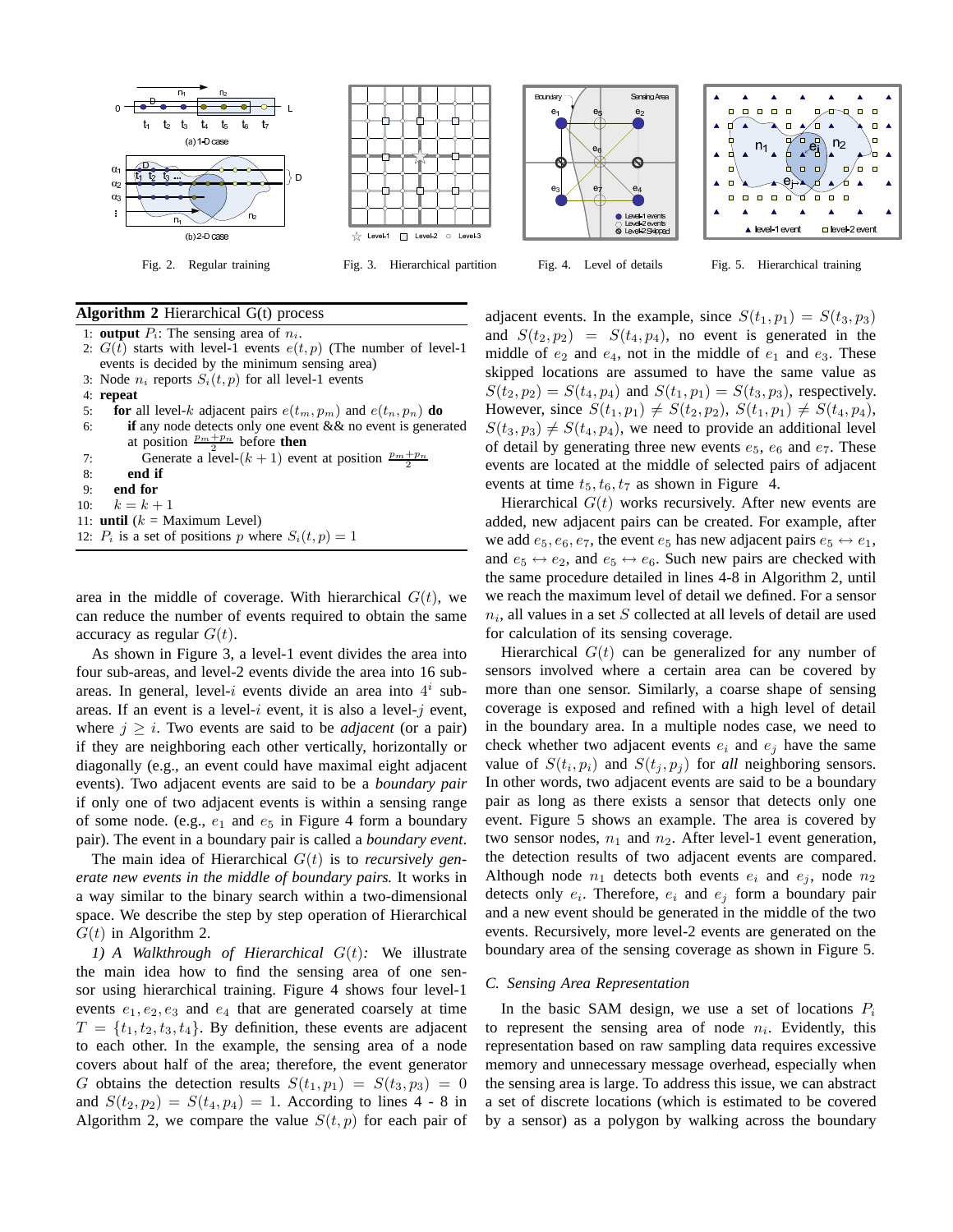Fig. 2. Regular training

Fig. 3. Hierarchical partition

Fig. 4. Level of details

Fig. 5. Hierarchical training

**Algorithm 2** Hierarchical G(t) process

1: **output** $P_i$: The sensing area of $n_i$.
2: $G(t)$ starts with level-1 events $e(t, p)$ (The number of level-1 events is decided by the minimum sensing area)
3: Node $n_i$ reports $S_i(t, p)$ for all level-1 events
4: **repeat**
5: &nbsp;&nbsp;&nbsp;&nbsp;**for** all level-$k$ adjacent pairs $e(t_m, p_m)$ and $e(t_n, p_n)$ **do**
6: &nbsp;&nbsp;&nbsp;&nbsp;&nbsp;&nbsp;&nbsp;&nbsp;**if** any node detects only one event && no event is generated at position $\frac{p_m+p_n}{2}$ before **then**
7: &nbsp;&nbsp;&nbsp;&nbsp;&nbsp;&nbsp;&nbsp;&nbsp;&nbsp;&nbsp;&nbsp;&nbsp;Generate a level-$(k+1)$ event at position $\frac{p_m+p_n}{2}$
8: &nbsp;&nbsp;&nbsp;&nbsp;&nbsp;&nbsp;&nbsp;&nbsp;**end if**
9: &nbsp;&nbsp;&nbsp;&nbsp;**end for**
10: &nbsp;&nbsp;&nbsp;&nbsp;$k = k + 1$
11: **until** ($k$ = Maximum Level)
12: $P_i$ is a set of positions $p$ where $S_i(t, p) = 1$

area in the middle of coverage. With hierarchical $G(t)$, we can reduce the number of events required to obtain the same accuracy as regular $G(t)$.

As shown in Figure 3, a level-1 event divides the area into four sub-areas, and level-2 events divide the area into 16 sub-areas. In general, level-$i$ events divide an area into $4^i$ sub-areas. If an event is a level-$i$ event, it is also a level-$j$ event, where $j \geq i$. Two events are said to be *adjacent* (or a pair) if they are neighboring each other vertically, horizontally or diagonally (e.g., an event could have maximal eight adjacent events). Two adjacent events are said to be a *boundary pair* if only one of two adjacent events is within a sensing range of some node. (e.g., $e_1$ and $e_5$ in Figure 4 form a boundary pair). The event in a boundary pair is called a *boundary event*.

The main idea of Hierarchical $G(t)$ is to *recursively generate new events in the middle of boundary pairs.* It works in a way similar to the binary search within a two-dimensional space. We describe the step by step operation of Hierarchical $G(t)$ in Algorithm 2.

*1) A Walkthrough of Hierarchical $G(t)$:* We illustrate the main idea how to find the sensing area of one sensor using hierarchical training. Figure 4 shows four level-1 events $e_1, e_2, e_3$ and $e_4$ that are generated coarsely at time $T = \{t_1, t_2, t_3, t_4\}$. By definition, these events are adjacent to each other. In the example, the sensing area of a node covers about half of the area; therefore, the event generator $G$ obtains the detection results $S(t_1, p_1) = S(t_3, p_3) = 0$ and $S(t_2, p_2) = S(t_4, p_4) = 1$. According to lines 4 - 8 in Algorithm 2, we compare the value $S(t, p)$ for each pair of adjacent events. In the example, since $S(t_1, p_1) = S(t_3, p_3)$ and $S(t_2, p_2) = S(t_4, p_4)$, no event is generated in the middle of $e_2$ and $e_4$, not in the middle of $e_1$ and $e_3$. These skipped locations are assumed to have the same value as $S(t_2, p_2) = S(t_4, p_4)$ and $S(t_1, p_1) = S(t_3, p_3)$, respectively. However, since $S(t_1, p_1) \neq S(t_2, p_2)$, $S(t_1, p_1) \neq S(t_4, p_4)$, $S(t_3, p_3) \neq S(t_4, p_4)$, we need to provide an additional level of detail by generating three new events $e_5$, $e_6$ and $e_7$. These events are located at the middle of selected pairs of adjacent events at time $t_5, t_6, t_7$ as shown in Figure 4.

Hierarchical $G(t)$ works recursively. After new events are added, new adjacent pairs can be created. For example, after we add $e_5, e_6, e_7$, the event $e_5$ has new adjacent pairs $e_5 \leftrightarrow e_1$, and $e_5 \leftrightarrow e_2$, and $e_5 \leftrightarrow e_6$. Such new pairs are checked with the same procedure detailed in lines 4-8 in Algorithm 2, until we reach the maximum level of detail we defined. For a sensor $n_i$, all values in a set $S$ collected at all levels of detail are used for calculation of its sensing coverage.

Hierarchical $G(t)$ can be generalized for any number of sensors involved where a certain area can be covered by more than one sensor. Similarly, a coarse shape of sensing coverage is exposed and refined with a high level of detail in the boundary area. In a multiple nodes case, we need to check whether two adjacent events $e_i$ and $e_j$ have the same value of $S(t_i, p_i)$ and $S(t_j, p_j)$ for *all* neighboring sensors. In other words, two adjacent events are said to be a boundary pair as long as there exists a sensor that detects only one event. Figure 5 shows an example. The area is covered by two sensor nodes, $n_1$ and $n_2$. After level-1 event generation, the detection results of two adjacent events are compared. Although node $n_1$ detects both events $e_i$ and $e_j$, node $n_2$ detects only $e_i$. Therefore, $e_i$ and $e_j$ form a boundary pair and a new event should be generated in the middle of the two events. Recursively, more level-2 events are generated on the boundary area of the sensing coverage as shown in Figure 5.

### C. Sensing Area Representation

In the basic SAM design, we use a set of locations $P_i$ to represent the sensing area of node $n_i$. Evidently, this representation based on raw sampling data requires excessive memory and unnecessary message overhead, especially when the sensing area is large. To address this issue, we can abstract a set of discrete locations (which is estimated to be covered by a sensor) as a polygon by walking across the boundary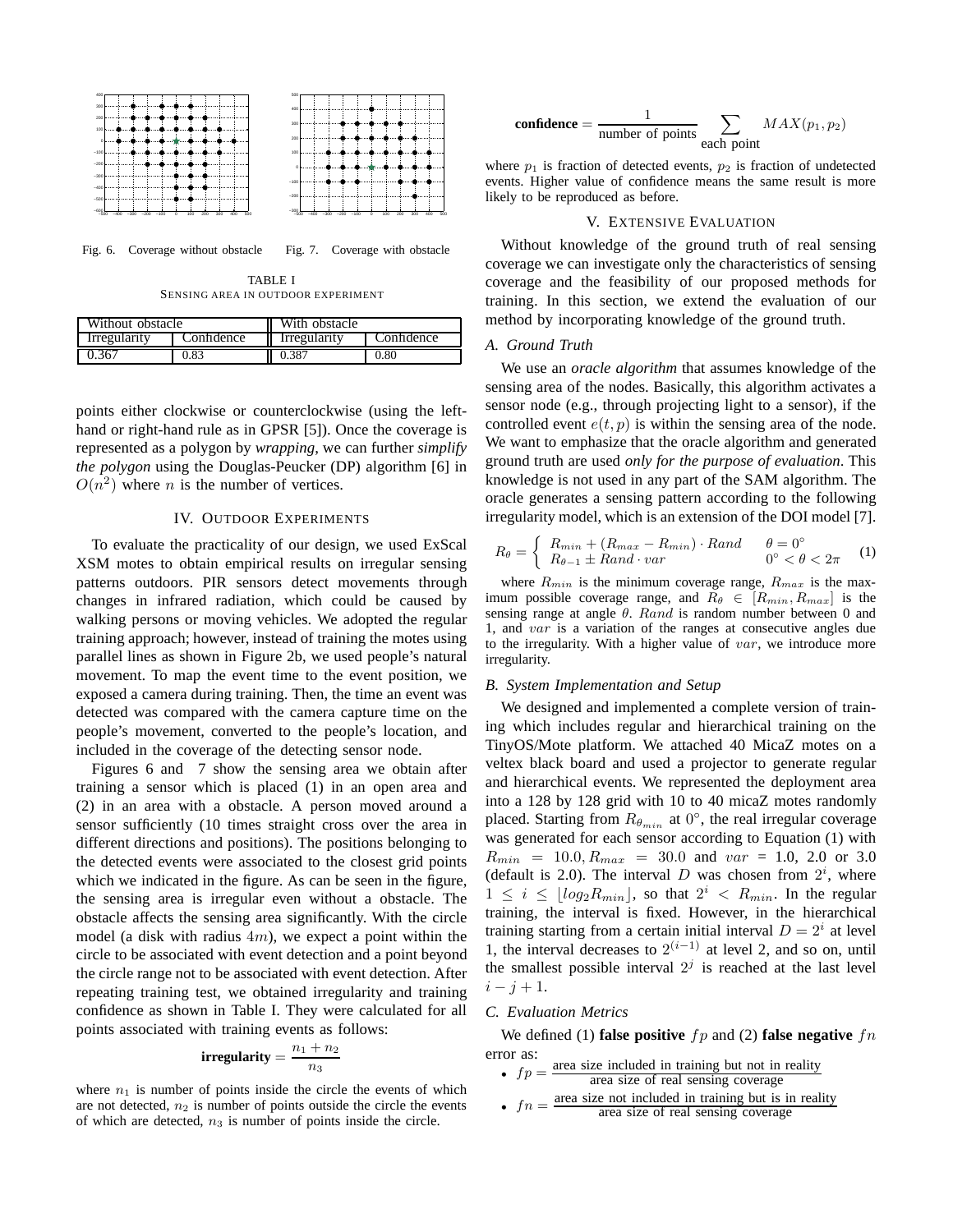Fig. 6. Coverage without obstacle

Fig. 7. Coverage with obstacle

TABLE I
SENSING AREA IN OUTDOOR EXPERIMENT

| Without obstacle | | With obstacle | |
|---|---|---|---|
| Irregularity | Confidence | Irregularity | Confidence |
| 0.367 | 0.83 | 0.387 | 0.80 |

points either clockwise or counterclockwise (using the left-hand or right-hand rule as in GPSR [5]). Once the coverage is represented as a polygon by *wrapping*, we can further *simplify the polygon* using the Douglas-Peucker (DP) algorithm [6] in $O(n^2)$ where $n$ is the number of vertices.

## IV. OUTDOOR EXPERIMENTS

To evaluate the practicality of our design, we used ExScal XSM motes to obtain empirical results on irregular sensing patterns outdoors. PIR sensors detect movements through changes in infrared radiation, which could be caused by walking persons or moving vehicles. We adopted the regular training approach; however, instead of training the motes using parallel lines as shown in Figure 2b, we used people's natural movement. To map the event time to the event position, we exposed a camera during training. Then, the time an event was detected was compared with the camera capture time on the people's movement, converted to the people's location, and included in the coverage of the detecting sensor node.

Figures 6 and 7 show the sensing area we obtain after training a sensor which is placed (1) in an open area and (2) in an area with a obstacle. A person moved around a sensor sufficiently (10 times straight cross over the area in different directions and positions). The positions belonging to the detected events were associated to the closest grid points which we indicated in the figure. As can be seen in the figure, the sensing area is irregular even without a obstacle. The obstacle affects the sensing area significantly. With the circle model (a disk with radius $4m$), we expect a point within the circle to be associated with event detection and a point beyond the circle range not to be associated with event detection. After repeating training test, we obtained irregularity and training confidence as shown in Table I. They were calculated for all points associated with training events as follows:

$$\textbf{irregularity} = \frac{n_1 + n_2}{n_3}$$

where $n_1$ is number of points inside the circle the events of which are not detected, $n_2$ is number of points outside the circle the events of which are detected, $n_3$ is number of points inside the circle.

$$\textbf{confidence} = \frac{1}{\text{number of points}} \sum_{\text{each point}} MAX(p_1, p_2)$$

where $p_1$ is fraction of detected events, $p_2$ is fraction of undetected events. Higher value of confidence means the same result is more likely to be reproduced as before.

## V. EXTENSIVE EVALUATION

Without knowledge of the ground truth of real sensing coverage we can investigate only the characteristics of sensing coverage and the feasibility of our proposed methods for training. In this section, we extend the evaluation of our method by incorporating knowledge of the ground truth.

### A. Ground Truth

We use an *oracle algorithm* that assumes knowledge of the sensing area of the nodes. Basically, this algorithm activates a sensor node (e.g., through projecting light to a sensor), if the controlled event $e(t, p)$ is within the sensing area of the node. We want to emphasize that the oracle algorithm and generated ground truth are used *only for the purpose of evaluation*. This knowledge is not used in any part of the SAM algorithm. The oracle generates a sensing pattern according to the following irregularity model, which is an extension of the DOI model [7].

$$R_\theta = \begin{cases} R_{min} + (R_{max} - R_{min}) \cdot Rand & \theta = 0^\circ \\ R_{\theta-1} \pm Rand \cdot var & 0^\circ < \theta < 2\pi \end{cases} \quad (1)$$

where $R_{min}$ is the minimum coverage range, $R_{max}$ is the maximum possible coverage range, and $R_\theta \in [R_{min}, R_{max}]$ is the sensing range at angle $\theta$. $Rand$ is random number between 0 and 1, and $var$ is a variation of the ranges at consecutive angles due to the irregularity. With a higher value of $var$, we introduce more irregularity.

### B. System Implementation and Setup

We designed and implemented a complete version of training which includes regular and hierarchical training on the TinyOS/Mote platform. We attached 40 MicaZ motes on a veltex black board and used a projector to generate regular and hierarchical events. We represented the deployment area into a 128 by 128 grid with 10 to 40 micaZ motes randomly placed. Starting from $R_{\theta_{min}}$ at $0^\circ$, the real irregular coverage was generated for each sensor according to Equation (1) with $R_{min} = 10.0, R_{max} = 30.0$ and $var$ = 1.0, 2.0 or 3.0 (default is 2.0). The interval $D$ was chosen from $2^i$, where $1 \leq i \leq \lfloor log_2 R_{min} \rfloor$, so that $2^i < R_{min}$. In the regular training, the interval is fixed. However, in the hierarchical training starting from a certain initial interval $D = 2^i$ at level 1, the interval decreases to $2^{(i-1)}$ at level 2, and so on, until the smallest possible interval $2^j$ is reached at the last level $i - j + 1$.

### C. Evaluation Metrics

We defined (1) **false positive** $fp$ and (2) **false negative** $fn$ error as:

- $fp = \frac{\text{area size included in training but not in reality}}{\text{area size of real sensing coverage}}$
- $fn = \frac{\text{area size not included in training but is in reality}}{\text{area size of real sensing coverage}}$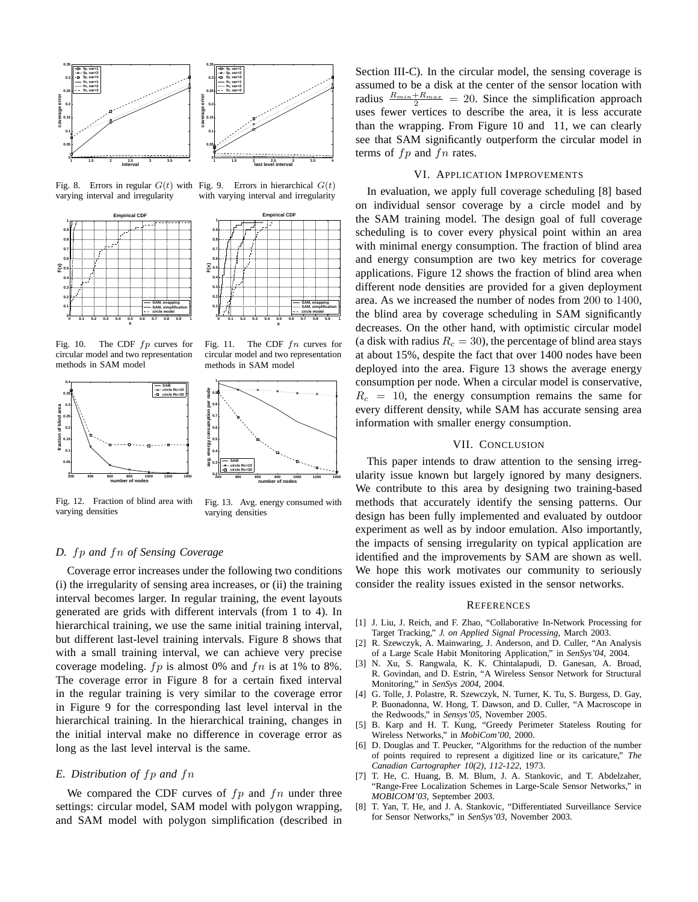Fig. 8. Errors in regular $G(t)$ with varying interval and irregularity

Fig. 9. Errors in hierarchical $G(t)$ with varying interval and irregularity

Fig. 10. The CDF $fp$ curves for circular model and two representation methods in SAM model

Fig. 11. The CDF $fn$ curves for circular model and two representation methods in SAM model

Fig. 12. Fraction of blind area with varying densities

Fig. 13. Avg. energy consumed with varying densities

### D. $fp$ and $fn$ of Sensing Coverage

Coverage error increases under the following two conditions (i) the irregularity of sensing area increases, or (ii) the training interval becomes larger. In regular training, the event layouts generated are grids with different intervals (from 1 to 4). In hierarchical training, we use the same initial training interval, but different last-level training intervals. Figure 8 shows that with a small training interval, we can achieve very precise coverage modeling. $fp$ is almost 0% and $fn$ is at 1% to 8%. The coverage error in Figure 8 for a certain fixed interval in the regular training is very similar to the coverage error in Figure 9 for the corresponding last level interval in the hierarchical training. In the hierarchical training, changes in the initial interval make no difference in coverage error as long as the last level interval is the same.

### E. Distribution of $fp$ and $fn$

We compared the CDF curves of $fp$ and $fn$ under three settings: circular model, SAM model with polygon wrapping, and SAM model with polygon simplification (described in Section III-C). In the circular model, the sensing coverage is assumed to be a disk at the center of the sensor location with radius $\frac{R_{min}+R_{max}}{2} = 20$. Since the simplification approach uses fewer vertices to describe the area, it is less accurate than the wrapping. From Figure 10 and 11, we can clearly see that SAM significantly outperform the circular model in terms of $fp$ and $fn$ rates.

## VI. Application Improvements

In evaluation, we apply full coverage scheduling [8] based on individual sensor coverage by a circle model and by the SAM training model. The design goal of full coverage scheduling is to cover every physical point within an area with minimal energy consumption. The fraction of blind area and energy consumption are two key metrics for coverage applications. Figure 12 shows the fraction of blind area when different node densities are provided for a given deployment area. As we increased the number of nodes from 200 to 1400, the blind area by coverage scheduling in SAM significantly decreases. On the other hand, with optimistic circular model (a disk with radius $R_c = 30$), the percentage of blind area stays at about 15%, despite the fact that over 1400 nodes have been deployed into the area. Figure 13 shows the average energy consumption per node. When a circular model is conservative, $R_c = 10$, the energy consumption remains the same for every different density, while SAM has accurate sensing area information with smaller energy consumption.

## VII. Conclusion

This paper intends to draw attention to the sensing irregularity issue known but largely ignored by many designers. We contribute to this area by designing two training-based methods that accurately identify the sensing patterns. Our design has been fully implemented and evaluated by outdoor experiment as well as by indoor emulation. Also importantly, the impacts of sensing irregularity on typical application are identified and the improvements by SAM are shown as well. We hope this work motivates our community to seriously consider the reality issues existed in the sensor networks.

## References

[1] J. Liu, J. Reich, and F. Zhao, "Collaborative In-Network Processing for Target Tracking," *J. on Applied Signal Processing*, March 2003.

[2] R. Szewczyk, A. Mainwaring, J. Anderson, and D. Culler, "An Analysis of a Large Scale Habit Monitoring Application," in *SenSys'04*, 2004.

[3] N. Xu, S. Rangwala, K. K. Chintalapudi, D. Ganesan, A. Broad, R. Govindan, and D. Estrin, "A Wireless Sensor Network for Structural Monitoring," in *SenSys 2004*, 2004.

[4] G. Tolle, J. Polastre, R. Szewczyk, N. Turner, K. Tu, S. Burgess, D. Gay, P. Buonadonna, W. Hong, T. Dawson, and D. Culler, "A Macroscope in the Redwoods," in *Sensys'05*, November 2005.

[5] B. Karp and H. T. Kung, "Greedy Perimeter Stateless Routing for Wireless Networks," in *MobiCom'00*, 2000.

[6] D. Douglas and T. Peucker, "Algorithms for the reduction of the number of points required to represent a digitized line or its caricature," *The Canadian Cartographer 10(2), 112-122*, 1973.

[7] T. He, C. Huang, B. M. Blum, J. A. Stankovic, and T. Abdelzaher, "Range-Free Localization Schemes in Large-Scale Sensor Networks," in *MOBICOM'03*, September 2003.

[8] T. Yan, T. He, and J. A. Stankovic, "Differentiated Surveillance Service for Sensor Networks," in *SenSys'03*, November 2003.